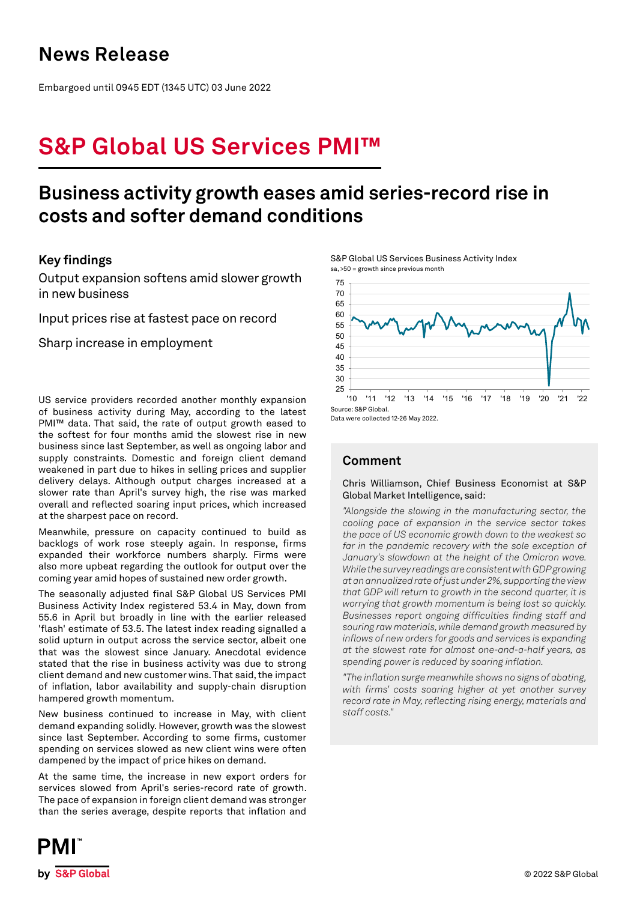# News Release

Embargoed until 0945 EDT (1345 UTC) 03 June 2022

# S&P Global US Services PMI™

## Business activity growth eases amid series-record rise in costs and softer demand conditions

### Key findings

Output expansion softens amid slower growth in new business

Input prices rise at fastest pace on record

Sharp increase in employment

S&P Global US Services Business Activity Index
sa, >50 = growth since previous month

Source: S&P Global.
Data were collected 12-26 May 2022.

US service providers recorded another monthly expansion of business activity during May, according to the latest PMI™ data. That said, the rate of output growth eased to the softest for four months amid the slowest rise in new business since last September, as well as ongoing labor and supply constraints. Domestic and foreign client demand weakened in part due to hikes in selling prices and supplier delivery delays. Although output charges increased at a slower rate than April's survey high, the rise was marked overall and reflected soaring input prices, which increased at the sharpest pace on record.

Meanwhile, pressure on capacity continued to build as backlogs of work rose steeply again. In response, firms expanded their workforce numbers sharply. Firms were also more upbeat regarding the outlook for output over the coming year amid hopes of sustained new order growth.

The seasonally adjusted final S&P Global US Services PMI Business Activity Index registered 53.4 in May, down from 55.6 in April but broadly in line with the earlier released 'flash' estimate of 53.5. The latest index reading signalled a solid upturn in output across the service sector, albeit one that was the slowest since January. Anecdotal evidence stated that the rise in business activity was due to strong client demand and new customer wins. That said, the impact of inflation, labor availability and supply-chain disruption hampered growth momentum.

New business continued to increase in May, with client demand expanding solidly. However, growth was the slowest since last September. According to some firms, customer spending on services slowed as new client wins were often dampened by the impact of price hikes on demand.

At the same time, the increase in new export orders for services slowed from April's series-record rate of growth. The pace of expansion in foreign client demand was stronger than the series average, despite reports that inflation and

### Comment

Chris Williamson, Chief Business Economist at S&P Global Market Intelligence, said:

*"Alongside the slowing in the manufacturing sector, the cooling pace of expansion in the service sector takes the pace of US economic growth down to the weakest so far in the pandemic recovery with the sole exception of January's slowdown at the height of the Omicron wave. While the survey readings are consistent with GDP growing at an annualized rate of just under 2%, supporting the view that GDP will return to growth in the second quarter, it is worrying that growth momentum is being lost so quickly. Businesses report ongoing difficulties finding staff and souring raw materials, while demand growth measured by inflows of new orders for goods and services is expanding at the slowest rate for almost one-and-a-half years, as spending power is reduced by soaring inflation.*

*"The inflation surge meanwhile shows no signs of abating, with firms' costs soaring higher at yet another survey record rate in May, reflecting rising energy, materials and staff costs."*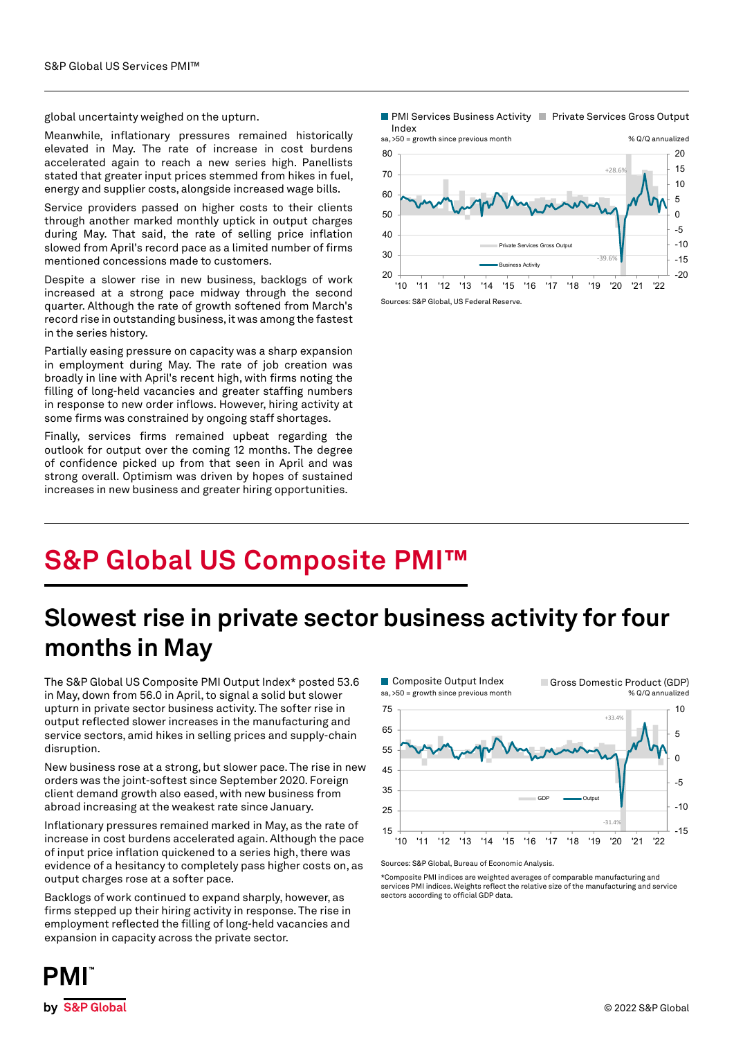global uncertainty weighed on the upturn.

Meanwhile, inflationary pressures remained historically elevated in May. The rate of increase in cost burdens accelerated again to reach a new series high. Panellists stated that greater input prices stemmed from hikes in fuel, energy and supplier costs, alongside increased wage bills.

Service providers passed on higher costs to their clients through another marked monthly uptick in output charges during May. That said, the rate of selling price inflation slowed from April's record pace as a limited number of firms mentioned concessions made to customers.

Despite a slower rise in new business, backlogs of work increased at a strong pace midway through the second quarter. Although the rate of growth softened from March's record rise in outstanding business, it was among the fastest in the series history.

Partially easing pressure on capacity was a sharp expansion in employment during May. The rate of job creation was broadly in line with April's recent high, with firms noting the filling of long-held vacancies and greater staffing numbers in response to new order inflows. However, hiring activity at some firms was constrained by ongoing staff shortages.

Finally, services firms remained upbeat regarding the outlook for output over the coming 12 months. The degree of confidence picked up from that seen in April and was strong overall. Optimism was driven by hopes of sustained increases in new business and greater hiring opportunities.

PMI Services Business Activity Index — Private Services Gross Output
sa, >50 = growth since previous month — % Q/Q annualized

Sources: S&P Global, US Federal Reserve.

# S&P Global US Composite PMI™

## Slowest rise in private sector business activity for four months in May

The S&P Global US Composite PMI Output Index* posted 53.6 in May, down from 56.0 in April, to signal a solid but slower upturn in private sector business activity. The softer rise in output reflected slower increases in the manufacturing and service sectors, amid hikes in selling prices and supply-chain disruption.

New business rose at a strong, but slower pace. The rise in new orders was the joint-softest since September 2020. Foreign client demand growth also eased, with new business from abroad increasing at the weakest rate since January.

Inflationary pressures remained marked in May, as the rate of increase in cost burdens accelerated again. Although the pace of input price inflation quickened to a series high, there was evidence of a hesitancy to completely pass higher costs on, as output charges rose at a softer pace.

Backlogs of work continued to expand sharply, however, as firms stepped up their hiring activity in response. The rise in employment reflected the filling of long-held vacancies and expansion in capacity across the private sector.

Composite Output Index — Gross Domestic Product (GDP)
sa, >50 = growth since previous month — % Q/Q annualized

Sources: S&P Global, Bureau of Economic Analysis.

*Composite PMI indices are weighted averages of comparable manufacturing and services PMI indices. Weights reflect the relative size of the manufacturing and service sectors according to official GDP data.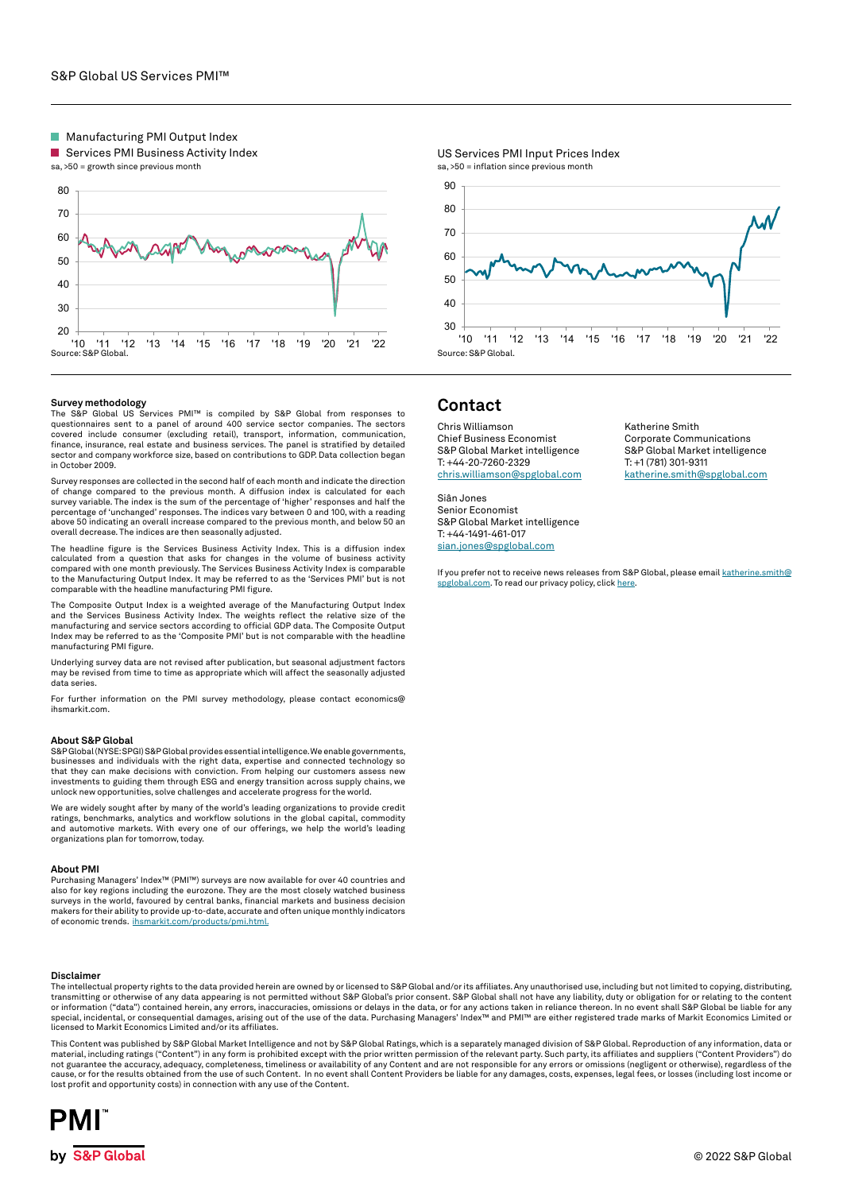Manufacturing PMI Output Index
Services PMI Business Activity Index
sa, >50 = growth since previous month

80
70
60
50
40
30
20
'10 '11 '12 '13 '14 '15 '16 '17 '18 '19 '20 '21 '22
Source: S&P Global.

US Services PMI Input Prices Index
sa, >50 = inflation since previous month

90
80
70
60
50
40
30
'10 '11 '12 '13 '14 '15 '16 '17 '18 '19 '20 '21 '22
Source: S&P Global.

### Survey methodology

The S&P Global US Services PMI™ is compiled by S&P Global from responses to questionnaires sent to a panel of around 400 service sector companies. The sectors covered include consumer (excluding retail), transport, information, communication, finance, insurance, real estate and business services. The panel is stratified by detailed sector and company workforce size, based on contributions to GDP. Data collection began in October 2009.

Survey responses are collected in the second half of each month and indicate the direction of change compared to the previous month. A diffusion index is calculated for each survey variable. The index is the sum of the percentage of 'higher' responses and half the percentage of 'unchanged' responses. The indices vary between 0 and 100, with a reading above 50 indicating an overall increase compared to the previous month, and below 50 an overall decrease. The indices are then seasonally adjusted.

The headline figure is the Services Business Activity Index. This is a diffusion index calculated from a question that asks for changes in the volume of business activity compared with one month previously. The Services Business Activity Index is comparable to the Manufacturing Output Index. It may be referred to as the 'Services PMI' but is not comparable with the headline manufacturing PMI figure.

The Composite Output Index is a weighted average of the Manufacturing Output Index and the Services Business Activity Index. The weights reflect the relative size of the manufacturing and service sectors according to official GDP data. The Composite Output Index may be referred to as the 'Composite PMI' but is not comparable with the headline manufacturing PMI figure.

Underlying survey data are not revised after publication, but seasonal adjustment factors may be revised from time to time as appropriate which will affect the seasonally adjusted data series.

For further information on the PMI survey methodology, please contact economics@ihsmarkit.com.

### About S&P Global

S&P Global (NYSE: SPGI) S&P Global provides essential intelligence. We enable governments, businesses and individuals with the right data, expertise and connected technology so that they can make decisions with conviction. From helping our customers assess new investments to guiding them through ESG and energy transition across supply chains, we unlock new opportunities, solve challenges and accelerate progress for the world.

We are widely sought after by many of the world's leading organizations to provide credit ratings, benchmarks, analytics and workflow solutions in the global capital, commodity and automotive markets. With every one of our offerings, we help the world's leading organizations plan for tomorrow, today.

### About PMI

Purchasing Managers' Index™ (PMI™) surveys are now available for over 40 countries and also for key regions including the eurozone. They are the most closely watched business surveys in the world, favoured by central banks, financial markets and business decision makers for their ability to provide up-to-date, accurate and often unique monthly indicators of economic trends. ihsmarkit.com/products/pmi.html.

## Contact

Chris Williamson
Chief Business Economist
S&P Global Market intelligence
T: +44-20-7260-2329
chris.williamson@spglobal.com

Siân Jones
Senior Economist
S&P Global Market intelligence
T: +44-1491-461-017
sian.jones@spglobal.com

Katherine Smith
Corporate Communications
S&P Global Market intelligence
T: +1 (781) 301-9311
katherine.smith@spglobal.com

If you prefer not to receive news releases from S&P Global, please email katherine.smith@spglobal.com. To read our privacy policy, click here.

### Disclaimer

The intellectual property rights to the data provided herein are owned by or licensed to S&P Global and/or its affiliates. Any unauthorised use, including but not limited to copying, distributing, transmitting or otherwise of any data appearing is not permitted without S&P Global's prior consent. S&P Global shall not have any liability, duty or obligation for or relating to the content or information ("data") contained herein, any errors, inaccuracies, omissions or delays in the data, or for any actions taken in reliance thereon. In no event shall S&P Global be liable for any special, incidental, or consequential damages, arising out of the use of the data. Purchasing Managers' Index™ and PMI™ are either registered trade marks of Markit Economics Limited or licensed to Markit Economics Limited and/or its affiliates.

This Content was published by S&P Global Market Intelligence and not by S&P Global Ratings, which is a separately managed division of S&P Global. Reproduction of any information, data or material, including ratings ("Content") in any form is prohibited except with the prior written permission of the relevant party. Such party, its affiliates and suppliers ("Content Providers") do not guarantee the accuracy, adequacy, completeness, timeliness or availability of any Content and are not responsible for any errors or omissions (negligent or otherwise), regardless of the cause, or for the results obtained from the use of such Content. In no event shall Content Providers be liable for any damages, costs, expenses, legal fees, or losses (including lost income or lost profit and opportunity costs) in connection with any use of the Content.

PMI™ by S&P Global

© 2022 S&P Global